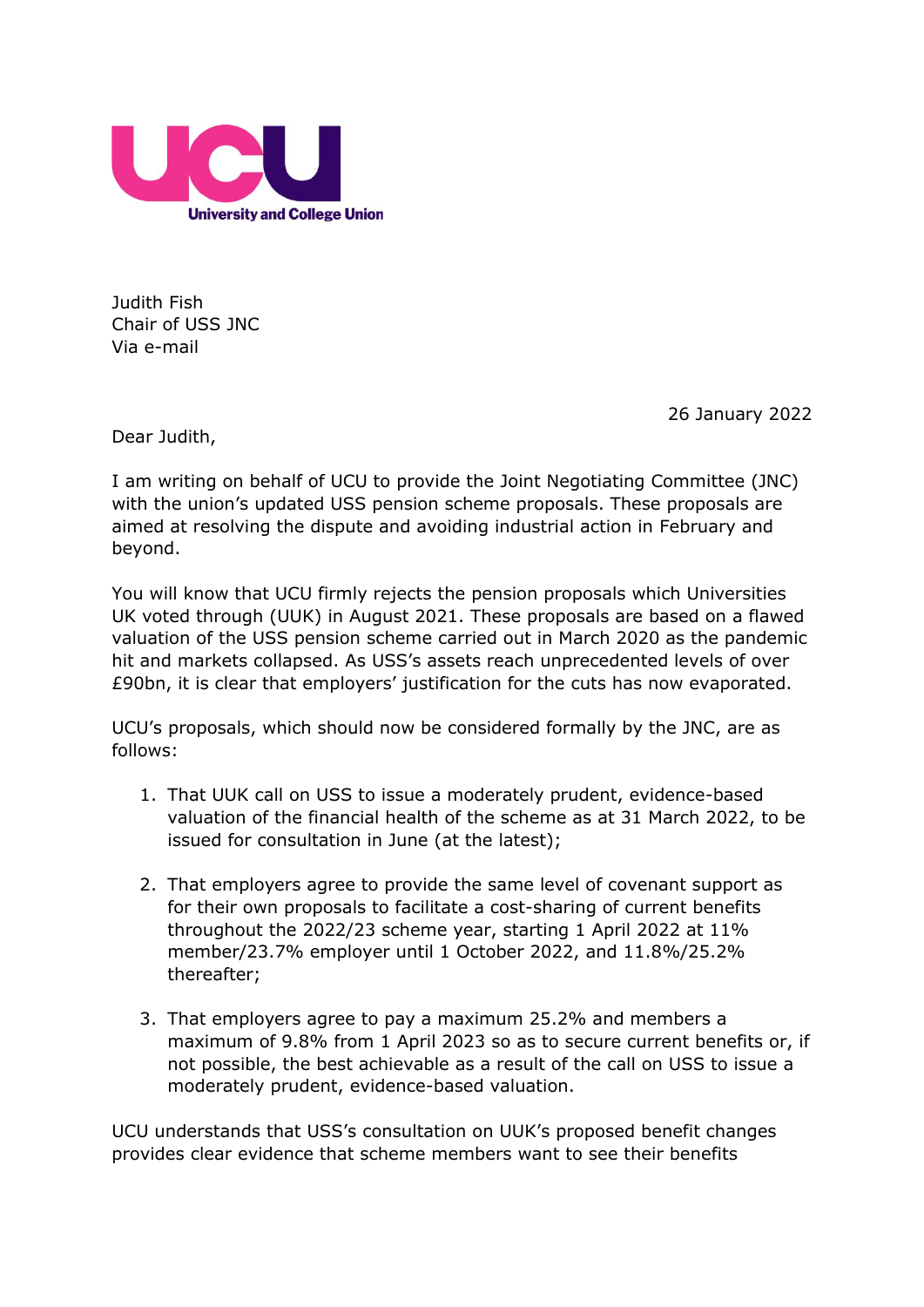UCU
University and College Union

Judith Fish
Chair of USS JNC
Via e-mail

26 January 2022

Dear Judith,

I am writing on behalf of UCU to provide the Joint Negotiating Committee (JNC) with the union's updated USS pension scheme proposals. These proposals are aimed at resolving the dispute and avoiding industrial action in February and beyond.

You will know that UCU firmly rejects the pension proposals which Universities UK voted through (UUK) in August 2021. These proposals are based on a flawed valuation of the USS pension scheme carried out in March 2020 as the pandemic hit and markets collapsed. As USS's assets reach unprecedented levels of over £90bn, it is clear that employers' justification for the cuts has now evaporated.

UCU's proposals, which should now be considered formally by the JNC, are as follows:

1. That UUK call on USS to issue a moderately prudent, evidence-based valuation of the financial health of the scheme as at 31 March 2022, to be issued for consultation in June (at the latest);

2. That employers agree to provide the same level of covenant support as for their own proposals to facilitate a cost-sharing of current benefits throughout the 2022/23 scheme year, starting 1 April 2022 at 11% member/23.7% employer until 1 October 2022, and 11.8%/25.2% thereafter;

3. That employers agree to pay a maximum 25.2% and members a maximum of 9.8% from 1 April 2023 so as to secure current benefits or, if not possible, the best achievable as a result of the call on USS to issue a moderately prudent, evidence-based valuation.

UCU understands that USS's consultation on UUK's proposed benefit changes provides clear evidence that scheme members want to see their benefits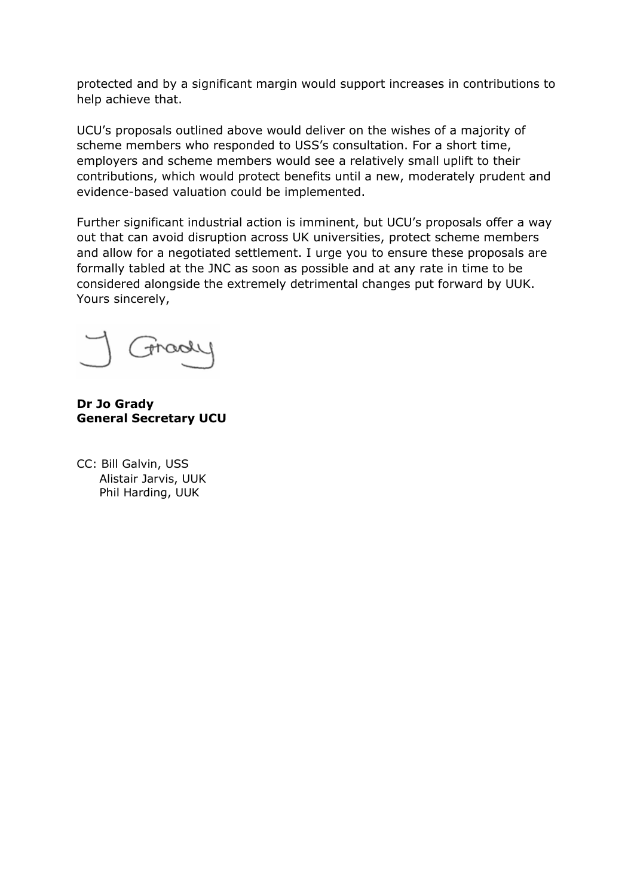protected and by a significant margin would support increases in contributions to help achieve that.

UCU's proposals outlined above would deliver on the wishes of a majority of scheme members who responded to USS's consultation. For a short time, employers and scheme members would see a relatively small uplift to their contributions, which would protect benefits until a new, moderately prudent and evidence-based valuation could be implemented.

Further significant industrial action is imminent, but UCU's proposals offer a way out that can avoid disruption across UK universities, protect scheme members and allow for a negotiated settlement. I urge you to ensure these proposals are formally tabled at the JNC as soon as possible and at any rate in time to be considered alongside the extremely detrimental changes put forward by UUK.
Yours sincerely,

J Grady

**Dr Jo Grady**
**General Secretary UCU**

CC: Bill Galvin, USS
Alistair Jarvis, UUK
Phil Harding, UUK